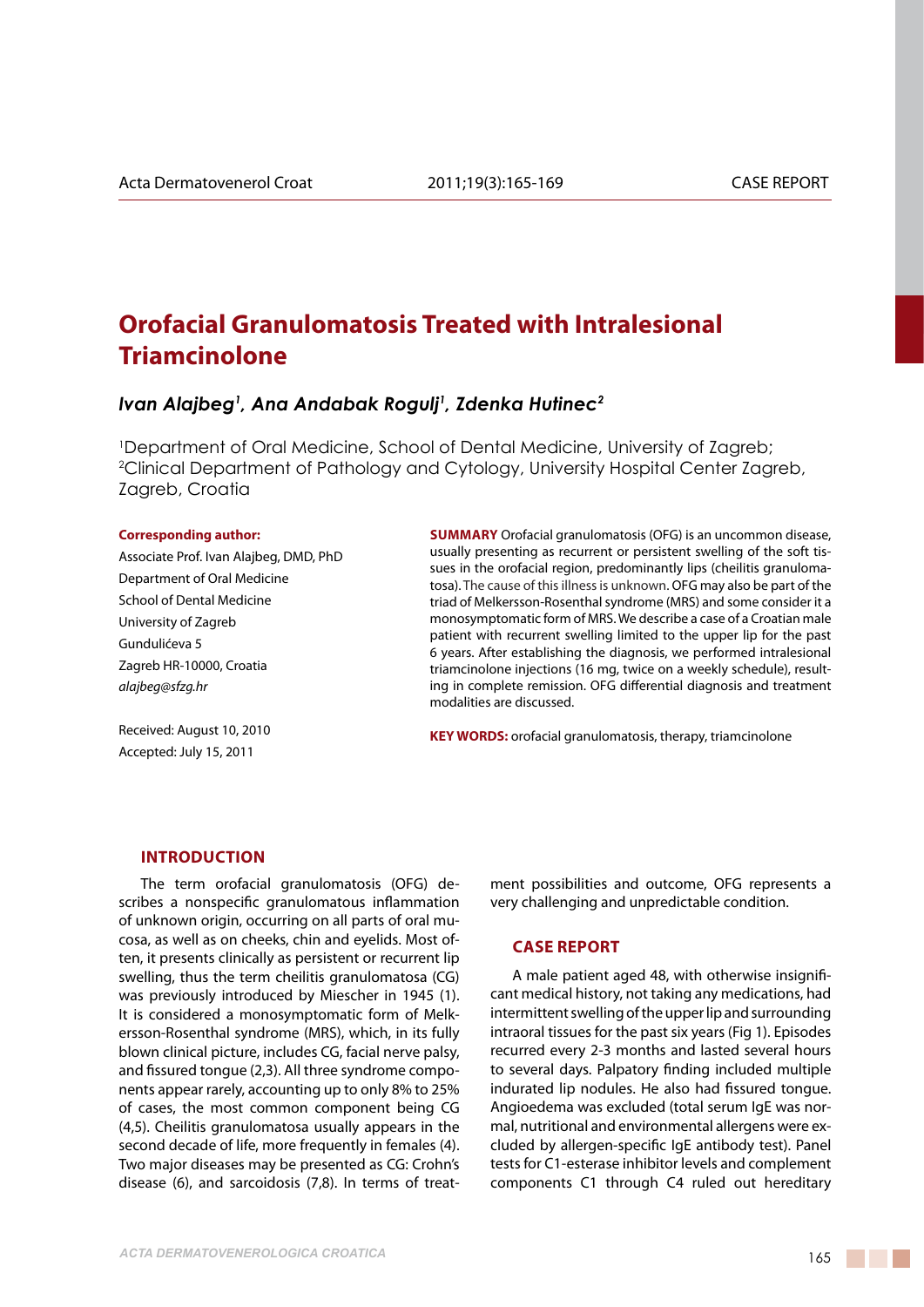# Orofacial Granulomatosis Treated with Intralesional Triamcinolone

***Ivan Alajbeg[1], Ana Andabak Rogulj[1], Zdenka Hutinec[2]***

[1]Department of Oral Medicine, School of Dental Medicine, University of Zagreb; [2]Clinical Department of Pathology and Cytology, University Hospital Center Zagreb, Zagreb, Croatia

**Corresponding author:**

Associate Prof. Ivan Alajbeg, DMD, PhD
Department of Oral Medicine
School of Dental Medicine
University of Zagreb
Gundulićeva 5
Zagreb HR-10000, Croatia
*alajbeg@sfzg.hr*

Received: August 10, 2010
Accepted: July 15, 2011

**SUMMARY** Orofacial granulomatosis (OFG) is an uncommon disease, usually presenting as recurrent or persistent swelling of the soft tissues in the orofacial region, predominantly lips (cheilitis granulomatosa). The cause of this illness is unknown. OFG may also be part of the triad of Melkersson-Rosenthal syndrome (MRS) and some consider it a monosymptomatic form of MRS. We describe a case of a Croatian male patient with recurrent swelling limited to the upper lip for the past 6 years. After establishing the diagnosis, we performed intralesional triamcinolone injections (16 mg, twice on a weekly schedule), resulting in complete remission. OFG differential diagnosis and treatment modalities are discussed.

**KEY WORDS:** orofacial granulomatosis, therapy, triamcinolone

## INTRODUCTION

The term orofacial granulomatosis (OFG) describes a nonspecific granulomatous inflammation of unknown origin, occurring on all parts of oral mucosa, as well as on cheeks, chin and eyelids. Most often, it presents clinically as persistent or recurrent lip swelling, thus the term cheilitis granulomatosa (CG) was previously introduced by Miescher in 1945 (1). It is considered a monosymptomatic form of Melkersson-Rosenthal syndrome (MRS), which, in its fully blown clinical picture, includes CG, facial nerve palsy, and fissured tongue (2,3). All three syndrome components appear rarely, accounting up to only 8% to 25% of cases, the most common component being CG (4,5). Cheilitis granulomatosa usually appears in the second decade of life, more frequently in females (4). Two major diseases may be presented as CG: Crohn's disease (6), and sarcoidosis (7,8). In terms of treatment possibilities and outcome, OFG represents a very challenging and unpredictable condition.

## CASE REPORT

A male patient aged 48, with otherwise insignificant medical history, not taking any medications, had intermittent swelling of the upper lip and surrounding intraoral tissues for the past six years (Fig 1). Episodes recurred every 2-3 months and lasted several hours to several days. Palpatory finding included multiple indurated lip nodules. He also had fissured tongue. Angioedema was excluded (total serum IgE was normal, nutritional and environmental allergens were excluded by allergen-specific IgE antibody test). Panel tests for C1-esterase inhibitor levels and complement components C1 through C4 ruled out hereditary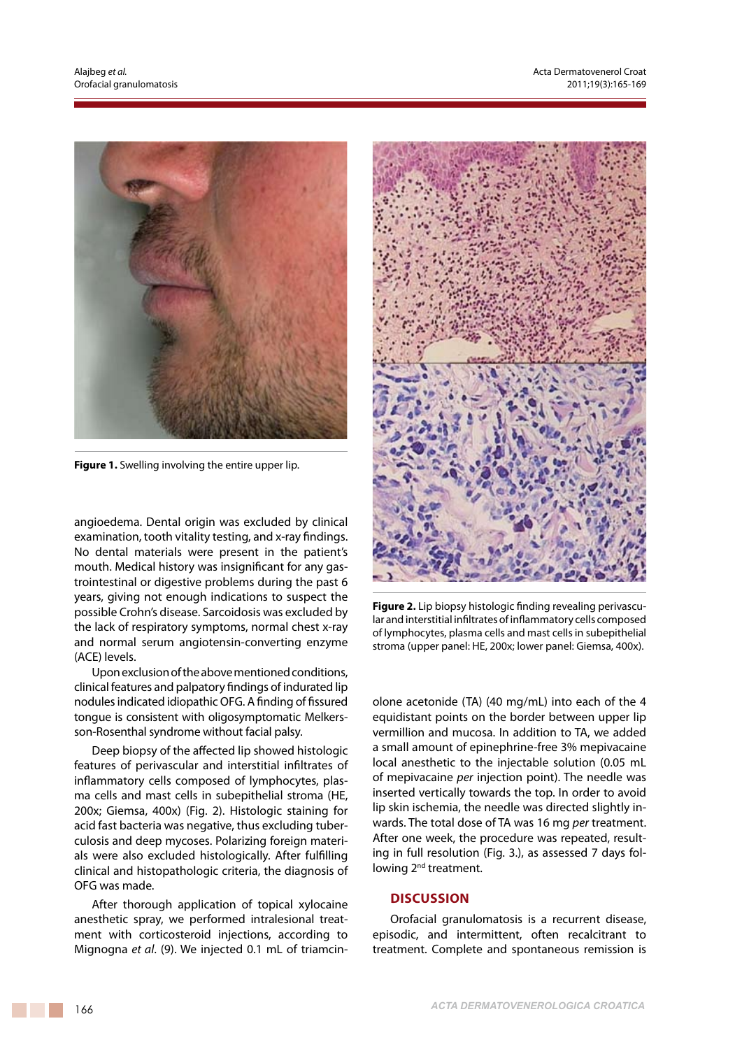Figure 1. Swelling involving the entire upper lip.

angioedema. Dental origin was excluded by clinical examination, tooth vitality testing, and x-ray findings. No dental materials were present in the patient's mouth. Medical history was insignificant for any gastrointestinal or digestive problems during the past 6 years, giving not enough indications to suspect the possible Crohn's disease. Sarcoidosis was excluded by the lack of respiratory symptoms, normal chest x-ray and normal serum angiotensin-converting enzyme (ACE) levels.

Upon exclusion of the above mentioned conditions, clinical features and palpatory findings of indurated lip nodules indicated idiopathic OFG. A finding of fissured tongue is consistent with oligosymptomatic Melkersson-Rosenthal syndrome without facial palsy.

Deep biopsy of the affected lip showed histologic features of perivascular and interstitial infiltrates of inflammatory cells composed of lymphocytes, plasma cells and mast cells in subepithelial stroma (HE, 200x; Giemsa, 400x) (Fig. 2). Histologic staining for acid fast bacteria was negative, thus excluding tuberculosis and deep mycoses. Polarizing foreign materials were also excluded histologically. After fulfilling clinical and histopathologic criteria, the diagnosis of OFG was made.

After thorough application of topical xylocaine anesthetic spray, we performed intralesional treatment with corticosteroid injections, according to Mignogna *et al*. (9). We injected 0.1 mL of triamcinolone acetonide (TA) (40 mg/mL) into each of the 4 equidistant points on the border between upper lip vermillion and mucosa. In addition to TA, we added a small amount of epinephrine-free 3% mepivacaine local anesthetic to the injectable solution (0.05 mL of mepivacaine *per* injection point). The needle was inserted vertically towards the top. In order to avoid lip skin ischemia, the needle was directed slightly inwards. The total dose of TA was 16 mg *per* treatment. After one week, the procedure was repeated, resulting in full resolution (Fig. 3.), as assessed 7 days following 2nd treatment.

**Figure 2.** Lip biopsy histologic finding revealing perivascular and interstitial infiltrates of inflammatory cells composed of lymphocytes, plasma cells and mast cells in subepithelial stroma (upper panel: HE, 200x; lower panel: Giemsa, 400x).

## DISCUSSION

Orofacial granulomatosis is a recurrent disease, episodic, and intermittent, often recalcitrant to treatment. Complete and spontaneous remission is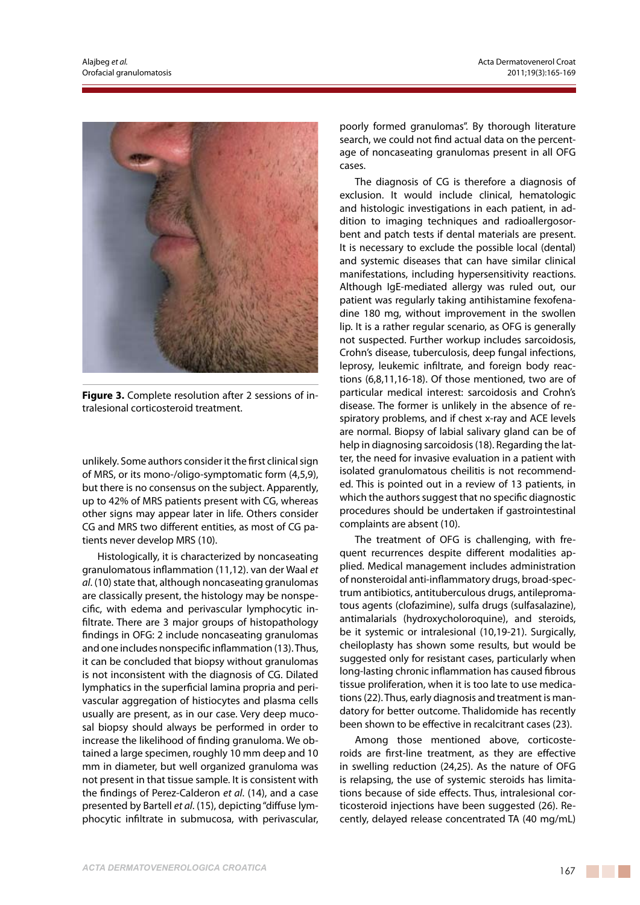**Figure 3.** Complete resolution after 2 sessions of intralesional corticosteroid treatment.

unlikely. Some authors consider it the first clinical sign of MRS, or its mono-/oligo-symptomatic form (4,5,9), but there is no consensus on the subject. Apparently, up to 42% of MRS patients present with CG, whereas other signs may appear later in life. Others consider CG and MRS two different entities, as most of CG patients never develop MRS (10).

Histologically, it is characterized by noncaseating granulomatous inflammation (11,12). van der Waal *et al*. (10) state that, although noncaseating granulomas are classically present, the histology may be nonspecific, with edema and perivascular lymphocytic infiltrate. There are 3 major groups of histopathology findings in OFG: 2 include noncaseating granulomas and one includes nonspecific inflammation (13). Thus, it can be concluded that biopsy without granulomas is not inconsistent with the diagnosis of CG. Dilated lymphatics in the superficial lamina propria and perivascular aggregation of histiocytes and plasma cells usually are present, as in our case. Very deep mucosal biopsy should always be performed in order to increase the likelihood of finding granuloma. We obtained a large specimen, roughly 10 mm deep and 10 mm in diameter, but well organized granuloma was not present in that tissue sample. It is consistent with the findings of Perez-Calderon *et al*. (14), and a case presented by Bartell *et al*. (15), depicting "diffuse lymphocytic infiltrate in submucosa, with perivascular, poorly formed granulomas". By thorough literature search, we could not find actual data on the percentage of noncaseating granulomas present in all OFG cases.

The diagnosis of CG is therefore a diagnosis of exclusion. It would include clinical, hematologic and histologic investigations in each patient, in addition to imaging techniques and radioallergosorbent and patch tests if dental materials are present. It is necessary to exclude the possible local (dental) and systemic diseases that can have similar clinical manifestations, including hypersensitivity reactions. Although IgE-mediated allergy was ruled out, our patient was regularly taking antihistamine fexofenadine 180 mg, without improvement in the swollen lip. It is a rather regular scenario, as OFG is generally not suspected. Further workup includes sarcoidosis, Crohn's disease, tuberculosis, deep fungal infections, leprosy, leukemic infiltrate, and foreign body reactions (6,8,11,16-18). Of those mentioned, two are of particular medical interest: sarcoidosis and Crohn's disease. The former is unlikely in the absence of respiratory problems, and if chest x-ray and ACE levels are normal. Biopsy of labial salivary gland can be of help in diagnosing sarcoidosis (18). Regarding the latter, the need for invasive evaluation in a patient with isolated granulomatous cheilitis is not recommended. This is pointed out in a review of 13 patients, in which the authors suggest that no specific diagnostic procedures should be undertaken if gastrointestinal complaints are absent (10).

The treatment of OFG is challenging, with frequent recurrences despite different modalities applied. Medical management includes administration of nonsteroidal anti-inflammatory drugs, broad-spectrum antibiotics, antituberculous drugs, antileppromatous agents (clofazimine), sulfa drugs (sulfasalazine), antimalarials (hydroxycholoroquine), and steroids, be it systemic or intralesional (10,19-21). Surgically, cheiloplasty has shown some results, but would be suggested only for resistant cases, particularly when long-lasting chronic inflammation has caused fibrous tissue proliferation, when it is too late to use medications (22). Thus, early diagnosis and treatment is mandatory for better outcome. Thalidomide has recently been shown to be effective in recalcitrant cases (23).

Among those mentioned above, corticosteroids are first-line treatment, as they are effective in swelling reduction (24,25). As the nature of OFG is relapsing, the use of systemic steroids has limitations because of side effects. Thus, intralesional corticosteroid injections have been suggested (26). Recently, delayed release concentrated TA (40 mg/mL)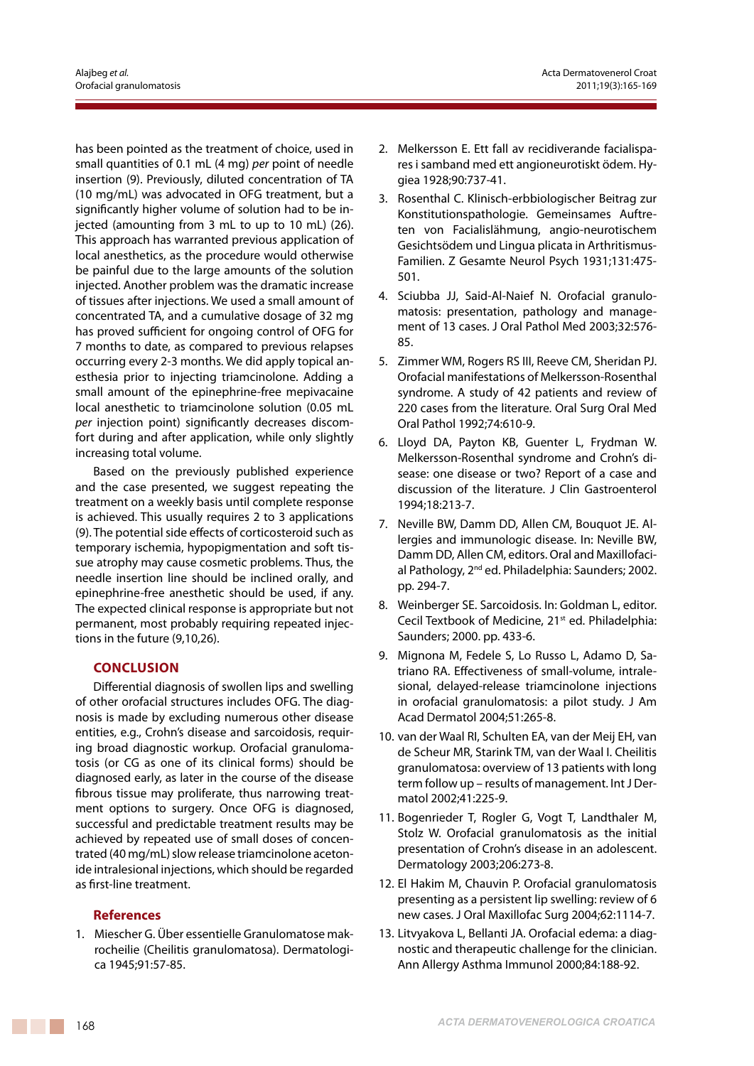has been pointed as the treatment of choice, used in small quantities of 0.1 mL (4 mg) *per* point of needle insertion (9). Previously, diluted concentration of TA (10 mg/mL) was advocated in OFG treatment, but a significantly higher volume of solution had to be injected (amounting from 3 mL to up to 10 mL) (26). This approach has warranted previous application of local anesthetics, as the procedure would otherwise be painful due to the large amounts of the solution injected. Another problem was the dramatic increase of tissues after injections. We used a small amount of concentrated TA, and a cumulative dosage of 32 mg has proved sufficient for ongoing control of OFG for 7 months to date, as compared to previous relapses occurring every 2-3 months. We did apply topical anesthesia prior to injecting triamcinolone. Adding a small amount of the epinephrine-free mepivacaine local anesthetic to triamcinolone solution (0.05 mL *per* injection point) significantly decreases discomfort during and after application, while only slightly increasing total volume.

Based on the previously published experience and the case presented, we suggest repeating the treatment on a weekly basis until complete response is achieved. This usually requires 2 to 3 applications (9). The potential side effects of corticosteroid such as temporary ischemia, hypopigmentation and soft tissue atrophy may cause cosmetic problems. Thus, the needle insertion line should be inclined orally, and epinephrine-free anesthetic should be used, if any. The expected clinical response is appropriate but not permanent, most probably requiring repeated injections in the future (9,10,26).

## CONCLUSION

Differential diagnosis of swollen lips and swelling of other orofacial structures includes OFG. The diagnosis is made by excluding numerous other disease entities, e.g., Crohn's disease and sarcoidosis, requiring broad diagnostic workup. Orofacial granulomatosis (or CG as one of its clinical forms) should be diagnosed early, as later in the course of the disease fibrous tissue may proliferate, thus narrowing treatment options to surgery. Once OFG is diagnosed, successful and predictable treatment results may be achieved by repeated use of small doses of concentrated (40 mg/mL) slow release triamcinolone acetonide intralesional injections, which should be regarded as first-line treatment.

## References

1. Miescher G. Über essentielle Granulomatose makrocheilie (Cheilitis granulomatosa). Dermatologica 1945;91:57-85.
2. Melkersson E. Ett fall av recidiverande facialispares i samband med ett angioneurotiskt ödem. Hygiea 1928;90:737-41.
3. Rosenthal C. Klinisch-erbbiologischer Beitrag zur Konstitutionspathologie. Gemeinsames Auftreten von Facialislähmung, angio-neurotischem Gesichtsödem und Lingua plicata in Arthritismus-Familien. Z Gesamte Neurol Psych 1931;131:475-501.
4. Sciubba JJ, Said-Al-Naief N. Orofacial granulomatosis: presentation, pathology and management of 13 cases. J Oral Pathol Med 2003;32:576-85.
5. Zimmer WM, Rogers RS III, Reeve CM, Sheridan PJ. Orofacial manifestations of Melkersson-Rosenthal syndrome. A study of 42 patients and review of 220 cases from the literature. Oral Surg Oral Med Oral Pathol 1992;74:610-9.
6. Lloyd DA, Payton KB, Guenter L, Frydman W. Melkersson-Rosenthal syndrome and Crohn's disease: one disease or two? Report of a case and discussion of the literature. J Clin Gastroenterol 1994;18:213-7.
7. Neville BW, Damm DD, Allen CM, Bouquot JE. Allergies and immunologic disease. In: Neville BW, Damm DD, Allen CM, editors. Oral and Maxillofacial Pathology, 2nd ed. Philadelphia: Saunders; 2002. pp. 294-7.
8. Weinberger SE. Sarcoidosis. In: Goldman L, editor. Cecil Textbook of Medicine, 21st ed. Philadelphia: Saunders; 2000. pp. 433-6.
9. Mignona M, Fedele S, Lo Russo L, Adamo D, Satriano RA. Effectiveness of small-volume, intralesional, delayed-release triamcinolone injections in orofacial granulomatosis: a pilot study. J Am Acad Dermatol 2004;51:265-8.
10. van der Waal RI, Schulten EA, van der Meij EH, van de Scheur MR, Starink TM, van der Waal I. Cheilitis granulomatosa: overview of 13 patients with long term follow up – results of management. Int J Dermatol 2002;41:225-9.
11. Bogenrieder T, Rogler G, Vogt T, Landthaler M, Stolz W. Orofacial granulomatosis as the initial presentation of Crohn's disease in an adolescent. Dermatology 2003;206:273-8.
12. El Hakim M, Chauvin P. Orofacial granulomatosis presenting as a persistent lip swelling: review of 6 new cases. J Oral Maxillofac Surg 2004;62:1114-7.
13. Litvyakova L, Bellanti JA. Orofacial edema: a diagnostic and therapeutic challenge for the clinician. Ann Allergy Asthma Immunol 2000;84:188-92.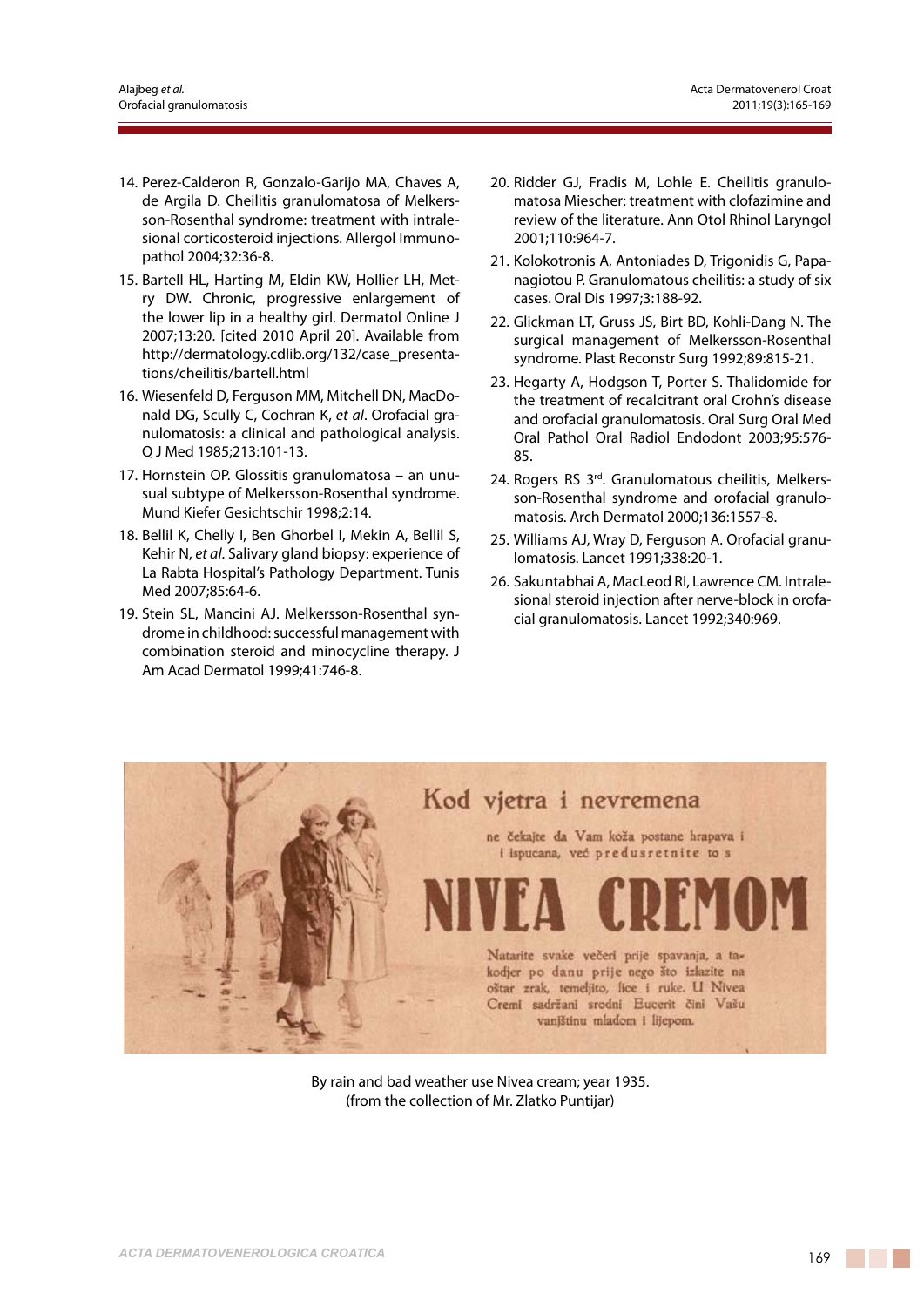14. Perez-Calderon R, Gonzalo-Garijo MA, Chaves A, de Argila D. Cheilitis granulomatosa of Melkersson-Rosenthal syndrome: treatment with intralesional corticosteroid injections. Allergol Immunopathol 2004;32:36-8.
15. Bartell HL, Harting M, Eldin KW, Hollier LH, Metry DW. Chronic, progressive enlargement of the lower lip in a healthy girl. Dermatol Online J 2007;13:20. [cited 2010 April 20]. Available from http://dermatology.cdlib.org/132/case_presentations/cheilitis/bartell.html
16. Wiesenfeld D, Ferguson MM, Mitchell DN, MacDonald DG, Scully C, Cochran K, *et al*. Orofacial granulomatosis: a clinical and pathological analysis. Q J Med 1985;213:101-13.
17. Hornstein OP. Glossitis granulomatosa – an unusual subtype of Melkersson-Rosenthal syndrome. Mund Kiefer Gesichtschir 1998;2:14.
18. Bellil K, Chelly I, Ben Ghorbel I, Mekin A, Bellil S, Kehir N, *et al*. Salivary gland biopsy: experience of La Rabta Hospital's Pathology Department. Tunis Med 2007;85:64-6.
19. Stein SL, Mancini AJ. Melkersson-Rosenthal syndrome in childhood: successful management with combination steroid and minocycline therapy. J Am Acad Dermatol 1999;41:746-8.
20. Ridder GJ, Fradis M, Lohle E. Cheilitis granulomatosa Miescher: treatment with clofazimine and review of the literature. Ann Otol Rhinol Laryngol 2001;110:964-7.
21. Kolokotronis A, Antoniades D, Trigonidis G, Papanagiotou P. Granulomatous cheilitis: a study of six cases. Oral Dis 1997;3:188-92.
22. Glickman LT, Gruss JS, Birt BD, Kohli-Dang N. The surgical management of Melkersson-Rosenthal syndrome. Plast Reconstr Surg 1992;89:815-21.
23. Hegarty A, Hodgson T, Porter S. Thalidomide for the treatment of recalcitrant oral Crohn's disease and orofacial granulomatosis. Oral Surg Oral Med Oral Pathol Oral Radiol Endodont 2003;95:576-85.
24. Rogers RS 3rd. Granulomatous cheilitis, Melkersson-Rosenthal syndrome and orofacial granulomatosis. Arch Dermatol 2000;136:1557-8.
25. Williams AJ, Wray D, Ferguson A. Orofacial granulomatosis. Lancet 1991;338:20-1.
26. Sakuntabhai A, MacLeod RI, Lawrence CM. Intralesional steroid injection after nerve-block in orofacial granulomatosis. Lancet 1992;340:969.

By rain and bad weather use Nivea cream; year 1935.
(from the collection of Mr. Zlatko Puntijar)